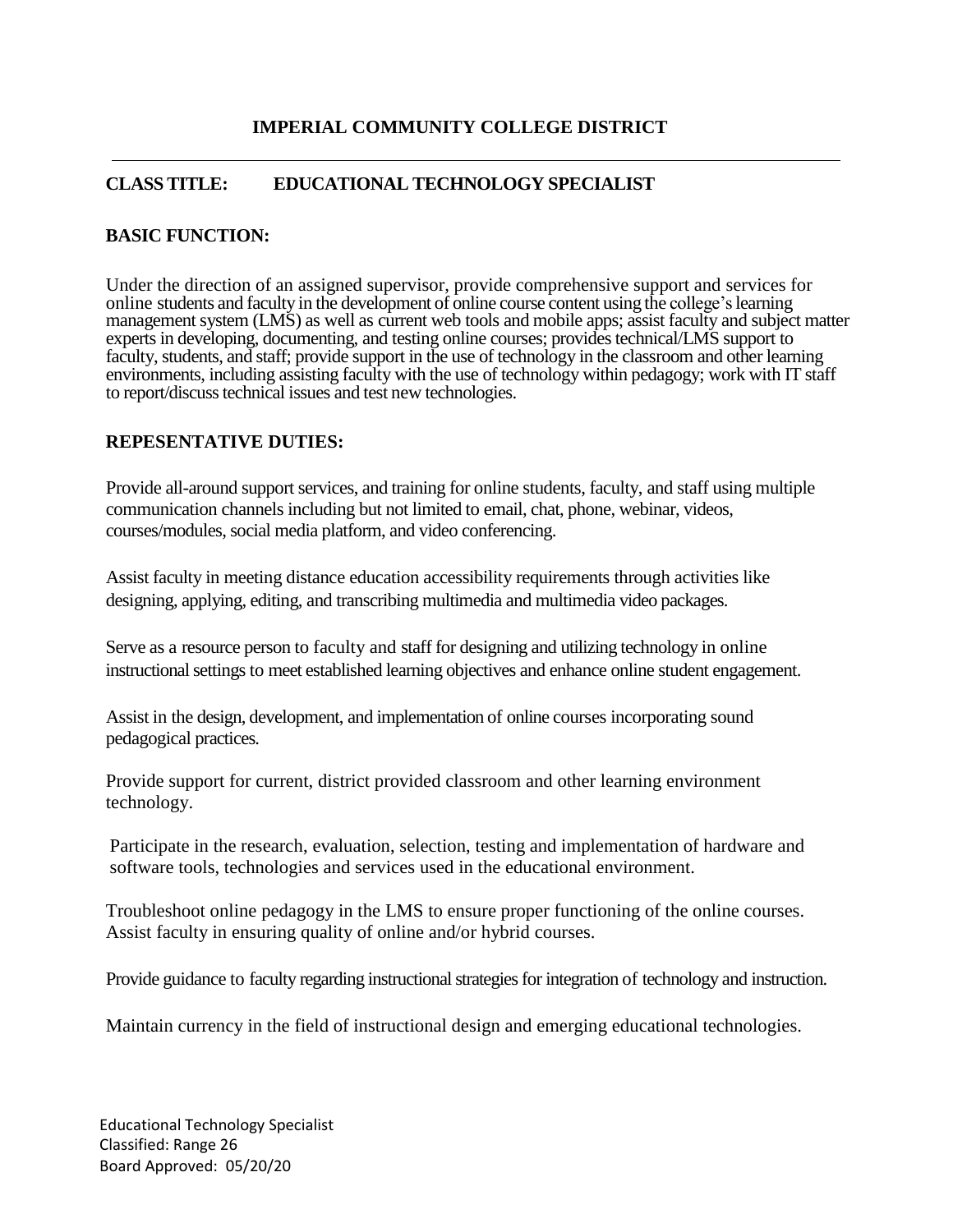# IMPERIAL COMMUNITY COLLEGE DISTRICT

---

**CLASS TITLE: EDUCATIONAL TECHNOLOGY SPECIALIST**

## BASIC FUNCTION:

Under the direction of an assigned supervisor, provide comprehensive support and services for online students and faculty in the development of online course content using the college's learning management system (LMS) as well as current web tools and mobile apps; assist faculty and subject matter experts in developing, documenting, and testing online courses; provides technical/LMS support to faculty, students, and staff; provide support in the use of technology in the classroom and other learning environments, including assisting faculty with the use of technology within pedagogy; work with IT staff to report/discuss technical issues and test new technologies.

## REPESENTATIVE DUTIES:

Provide all-around support services, and training for online students, faculty, and staff using multiple communication channels including but not limited to email, chat, phone, webinar, videos, courses/modules, social media platform, and video conferencing.

Assist faculty in meeting distance education accessibility requirements through activities like designing, applying, editing, and transcribing multimedia and multimedia video packages.

Serve as a resource person to faculty and staff for designing and utilizing technology in online instructional settings to meet established learning objectives and enhance online student engagement.

Assist in the design, development, and implementation of online courses incorporating sound pedagogical practices.

Provide support for current, district provided classroom and other learning environment technology.

Participate in the research, evaluation, selection, testing and implementation of hardware and software tools, technologies and services used in the educational environment.

Troubleshoot online pedagogy in the LMS to ensure proper functioning of the online courses. Assist faculty in ensuring quality of online and/or hybrid courses.

Provide guidance to faculty regarding instructional strategies for integration of technology and instruction.

Maintain currency in the field of instructional design and emerging educational technologies.

Educational Technology Specialist
Classified: Range 26
Board Approved: 05/20/20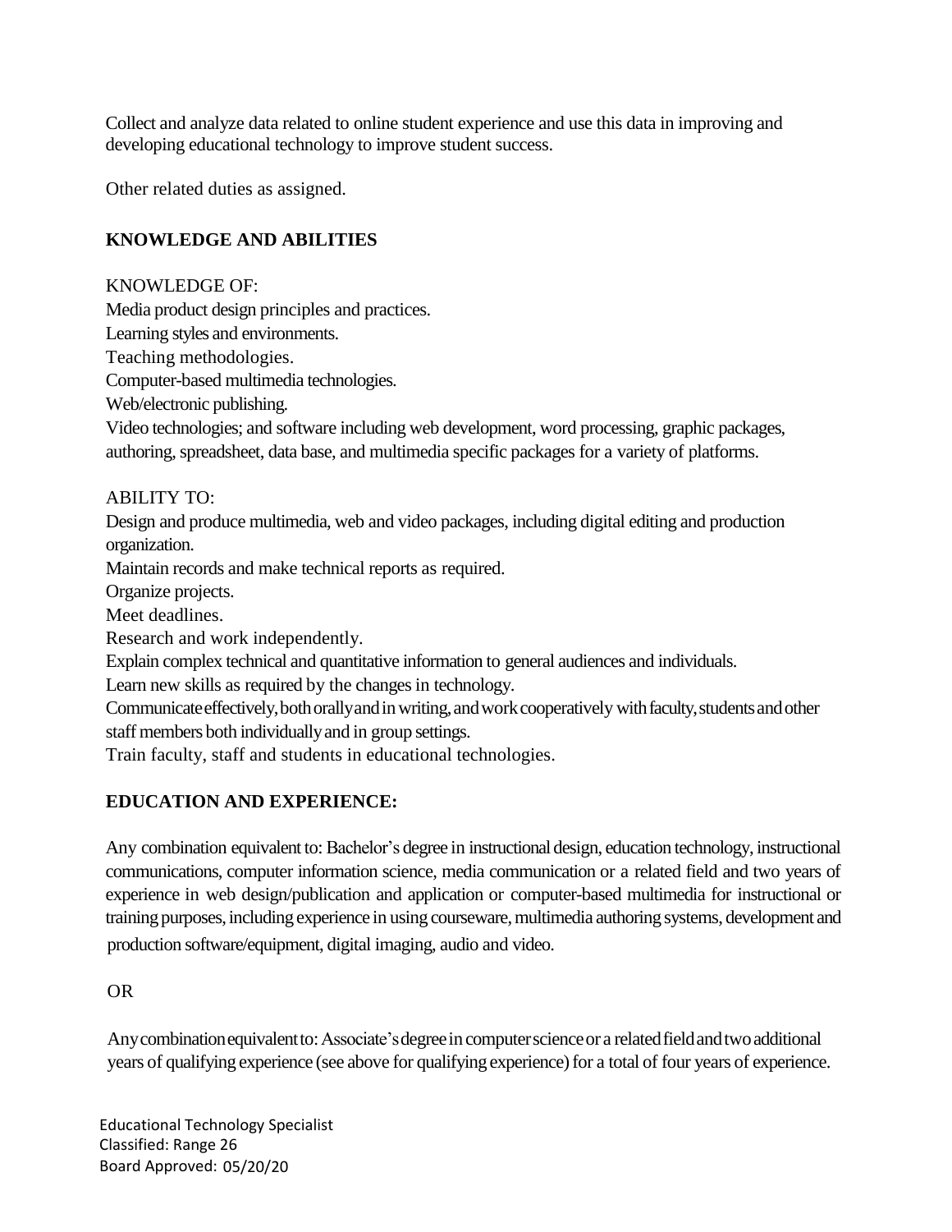Collect and analyze data related to online student experience and use this data in improving and developing educational technology to improve student success.

Other related duties as assigned.

## KNOWLEDGE AND ABILITIES

KNOWLEDGE OF:
Media product design principles and practices.
Learning styles and environments.
Teaching methodologies.
Computer-based multimedia technologies.
Web/electronic publishing.
Video technologies; and software including web development, word processing, graphic packages, authoring, spreadsheet, data base, and multimedia specific packages for a variety of platforms.

ABILITY TO:
Design and produce multimedia, web and video packages, including digital editing and production organization.
Maintain records and make technical reports as required.
Organize projects.
Meet deadlines.
Research and work independently.
Explain complex technical and quantitative information to general audiences and individuals.
Learn new skills as required by the changes in technology.
Communicate effectively, both orally and in writing, and work cooperatively with faculty, students and other staff members both individually and in group settings.
Train faculty, staff and students in educational technologies.

## EDUCATION AND EXPERIENCE:

Any combination equivalent to: Bachelor's degree in instructional design, education technology, instructional communications, computer information science, media communication or a related field and two years of experience in web design/publication and application or computer-based multimedia for instructional or training purposes, including experience in using courseware, multimedia authoring systems, development and production software/equipment, digital imaging, audio and video.

OR

Any combination equivalent to: Associate's degree in computer science or a related field and two additional years of qualifying experience (see above for qualifying experience) for a total of four years of experience.

Educational Technology Specialist
Classified: Range 26
Board Approved: 05/20/20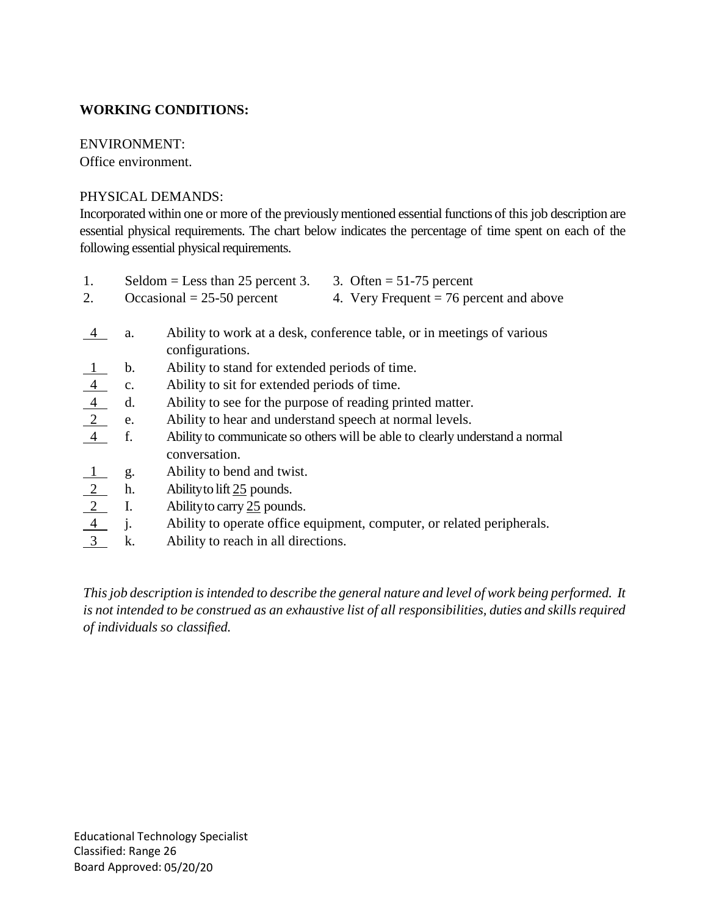**WORKING CONDITIONS:**

ENVIRONMENT:
Office environment.

PHYSICAL DEMANDS:
Incorporated within one or more of the previously mentioned essential functions of this job description are essential physical requirements. The chart below indicates the percentage of time spent on each of the following essential physical requirements.

1. Seldom = Less than 25 percent 3.  3. Often = 51-75 percent
2. Occasional = 25-50 percent  4. Very Frequent = 76 percent and above

| | | |
|---|---|---|
| 4 | a. | Ability to work at a desk, conference table, or in meetings of various configurations. |
| 1 | b. | Ability to stand for extended periods of time. |
| 4 | c. | Ability to sit for extended periods of time. |
| 4 | d. | Ability to see for the purpose of reading printed matter. |
| 2 | e. | Ability to hear and understand speech at normal levels. |
| 4 | f. | Ability to communicate so others will be able to clearly understand a normal conversation. |
| 1 | g. | Ability to bend and twist. |
| 2 | h. | Ability to lift 25 pounds. |
| 2 | I. | Ability to carry 25 pounds. |
| 4 | j. | Ability to operate office equipment, computer, or related peripherals. |
| 3 | k. | Ability to reach in all directions. |

*This job description is intended to describe the general nature and level of work being performed. It is not intended to be construed as an exhaustive list of all responsibilities, duties and skills required of individuals so classified.*

Educational Technology Specialist
Classified: Range 26
Board Approved: 05/20/20